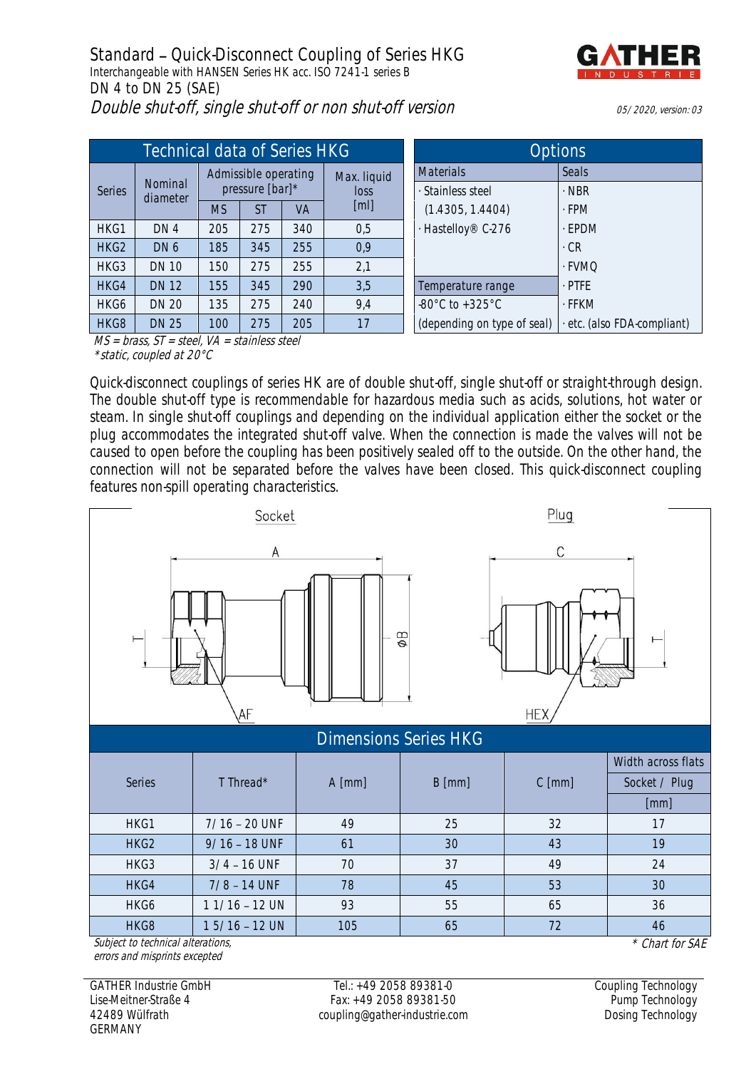# Standard – Quick-Disconnect Coupling of Series HKG

Interchangeable with HANSEN Series HK acc. ISO 7241-1 series B

DN 4 to DN 25 (SAE)

*Double shut-off, single shut-off or non shut-off version*

GATHER INDUSTRIE

*05/ 2020, version: 03*

## Technical data of Series HKG

| Series | Nominal diameter | Admissible operating pressure [bar]* | | | Max. liquid loss [ml] |
|---|---|---|---|---|---|
| | | MS | ST | VA | |
| HKG1 | DN 4 | 205 | 275 | 340 | 0,5 |
| HKG2 | DN 6 | 185 | 345 | 255 | 0,9 |
| HKG3 | DN 10 | 150 | 275 | 255 | 2,1 |
| HKG4 | DN 12 | 155 | 345 | 290 | 3,5 |
| HKG6 | DN 20 | 135 | 275 | 240 | 9,4 |
| HKG8 | DN 25 | 100 | 275 | 205 | 17 |

*MS = brass, ST = steel, VA = stainless steel*

*\*static, coupled at 20°C*

## Options

| Materials | Seals |
|---|---|
| · Stainless steel (1.4305, 1.4404) | · NBR |
| · Hastelloy® C-276 | · FPM |
| | · EPDM |
| | · CR |
| | · FVMQ |
| **Temperature range** | · PTFE |
| -80°C to +325°C | · FFKM |
| (depending on type of seal) | · etc. (also FDA-compliant) |

Quick-disconnect couplings of series HK are of double shut-off, single shut-off or straight-through design. The double shut-off type is recommendable for hazardous media such as acids, solutions, hot water or steam. In single shut-off couplings and depending on the individual application either the socket or the plug accommodates the integrated shut-off valve. When the connection is made the valves will not be caused to open before the coupling has been positively sealed off to the outside. On the other hand, the connection will not be separated before the valves have been closed. This quick-disconnect coupling features non-spill operating characteristics.

Socket — Plug

## Dimensions Series HKG

| Series | T Thread* | A [mm] | B [mm] | C [mm] | Width across flats Socket / Plug [mm] |
|---|---|---|---|---|---|
| HKG1 | 7/ 16 – 20 UNF | 49 | 25 | 32 | 17 |
| HKG2 | 9/ 16 – 18 UNF | 61 | 30 | 43 | 19 |
| HKG3 | 3/ 4 – 16 UNF | 70 | 37 | 49 | 24 |
| HKG4 | 7/ 8 – 14 UNF | 78 | 45 | 53 | 30 |
| HKG6 | 1 1/ 16 – 12 UN | 93 | 55 | 65 | 36 |
| HKG8 | 1 5/ 16 – 12 UN | 105 | 65 | 72 | 46 |

*Subject to technical alterations, errors and misprints excepted*

*\* Chart for SAE*

GATHER Industrie GmbH
Lise-Meitner-Straße 4
42489 Wülfrath
GERMANY

Tel.: +49 2058 89381-0
Fax: +49 2058 89381-50
coupling@gather-industrie.com

Coupling Technology
Pump Technology
Dosing Technology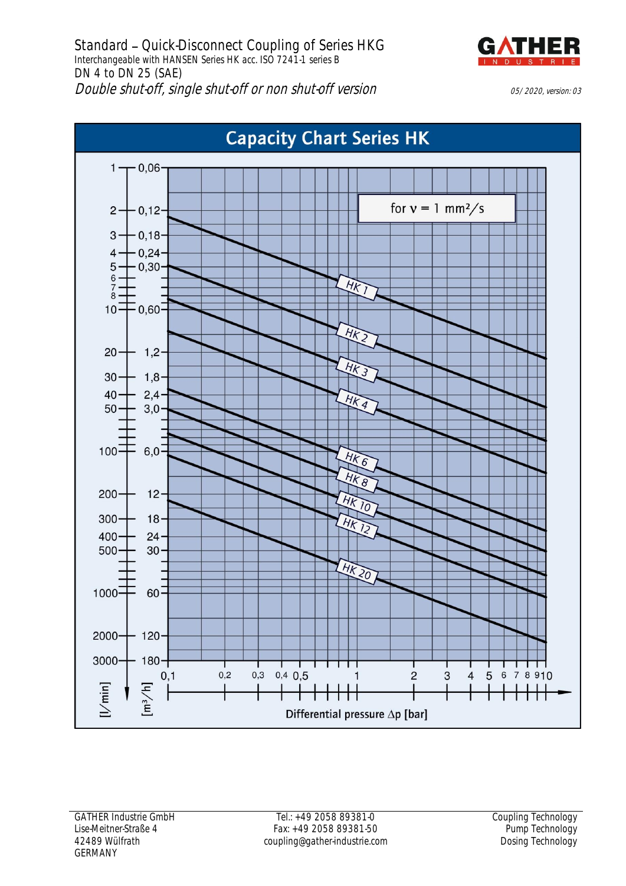Standard – Quick-Disconnect Coupling of Series HKG
Interchangeable with HANSEN Series HK acc. ISO 7241-1 series B
DN 4 to DN 25 (SAE)
*Double shut-off, single shut-off or non shut-off version*

GATHER INDUSTRIE

*05/ 2020, version: 03*

## Capacity Chart Series HK

for $\nu = 1\ mm^2/s$

HK 1
HK 2
HK 3
HK 4
HK 6
HK 8
HK 10
HK 12
HK 20

[l/min]: 1, 2, 3, 4, 5, 6, 7, 8, 10, 20, 30, 40, 50, 100, 200, 300, 400, 500, 1000, 2000, 3000

[m³/h]: 0,06, 0,12, 0,18, 0,24, 0,30, 0,60, 1,2, 1,8, 2,4, 3,0, 6,0, 12, 18, 24, 30, 60, 120, 180

0,1, 0,2, 0,3, 0,4, 0,5, 1, 2, 3, 4, 5, 6, 7, 8, 9, 10

Differential pressure Δp [bar]

GATHER Industrie GmbH
Lise-Meitner-Straße 4
42489 Wülfrath
GERMANY

Tel.: +49 2058 89381-0
Fax: +49 2058 89381-50
coupling@gather-industrie.com

Coupling Technology
Pump Technology
Dosing Technology